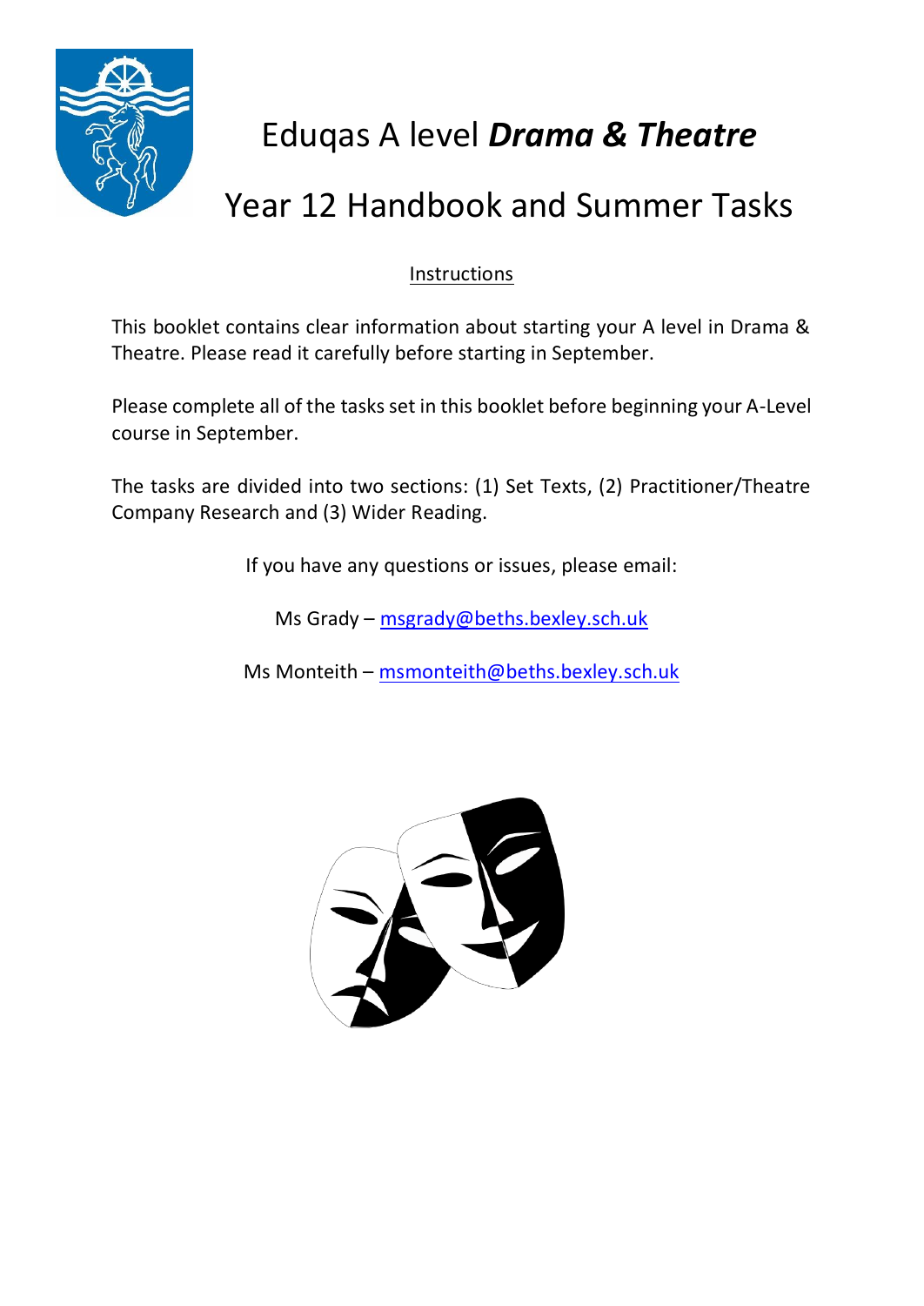# Eduqas A level ***Drama & Theatre***

# Year 12 Handbook and Summer Tasks

Instructions

This booklet contains clear information about starting your A level in Drama & Theatre. Please read it carefully before starting in September.

Please complete all of the tasks set in this booklet before beginning your A-Level course in September.

The tasks are divided into two sections: (1) Set Texts, (2) Practitioner/Theatre Company Research and (3) Wider Reading.

If you have any questions or issues, please email:

Ms Grady – msgrady@beths.bexley.sch.uk

Ms Monteith – msmonteith@beths.bexley.sch.uk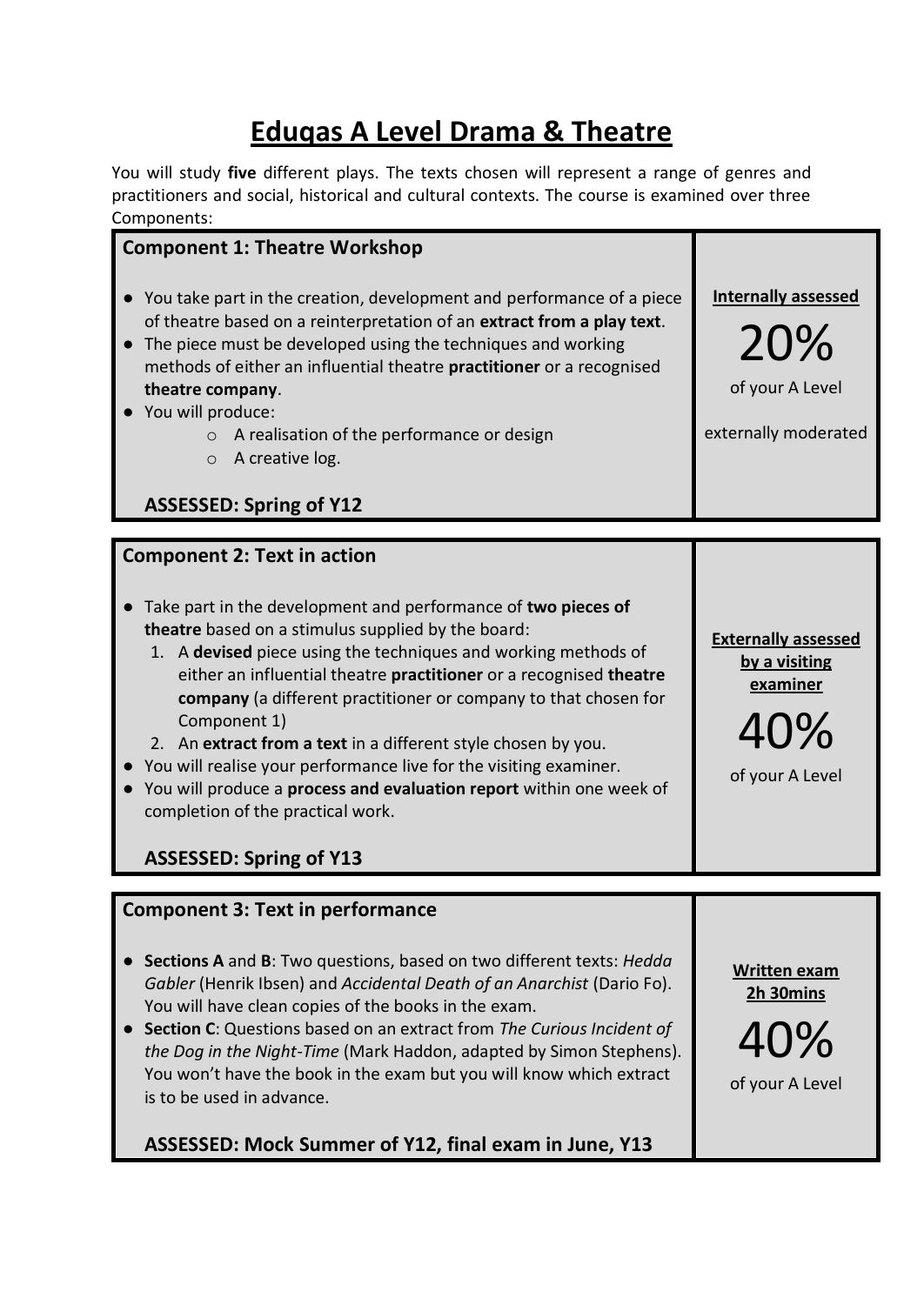# Eduqas A Level Drama & Theatre

You will study **five** different plays. The texts chosen will represent a range of genres and practitioners and social, historical and cultural contexts. The course is examined over three Components:

## Component 1: Theatre Workshop

- You take part in the creation, development and performance of a piece of theatre based on a reinterpretation of an **extract from a play text**.
- The piece must be developed using the techniques and working methods of either an influential theatre **practitioner** or a recognised **theatre company**.
- You will produce:
  - A realisation of the performance or design
  - A creative log.

**ASSESSED: Spring of Y12**

**Internally assessed**

20%

of your A Level

externally moderated

## Component 2: Text in action

- Take part in the development and performance of **two pieces of theatre** based on a stimulus supplied by the board:
  1. A **devised** piece using the techniques and working methods of either an influential theatre **practitioner** or a recognised **theatre company** (a different practitioner or company to that chosen for Component 1)
  2. An **extract from a text** in a different style chosen by you.
- You will realise your performance live for the visiting examiner.
- You will produce a **process and evaluation report** within one week of completion of the practical work.

**ASSESSED: Spring of Y13**

**Externally assessed by a visiting examiner**

40%

of your A Level

## Component 3: Text in performance

- **Sections A** and **B**: Two questions, based on two different texts: *Hedda Gabler* (Henrik Ibsen) and *Accidental Death of an Anarchist* (Dario Fo). You will have clean copies of the books in the exam.
- **Section C**: Questions based on an extract from *The Curious Incident of the Dog in the Night-Time* (Mark Haddon, adapted by Simon Stephens). You won't have the book in the exam but you will know which extract is to be used in advance.

**ASSESSED: Mock Summer of Y12, final exam in June, Y13**

**Written exam 2h 30mins**

40%

of your A Level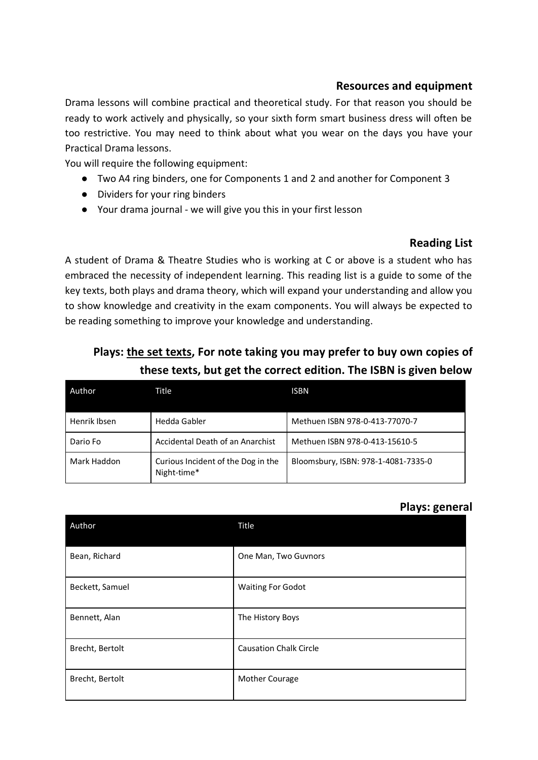## Resources and equipment

Drama lessons will combine practical and theoretical study. For that reason you should be ready to work actively and physically, so your sixth form smart business dress will often be too restrictive. You may need to think about what you wear on the days you have your Practical Drama lessons.

You will require the following equipment:

- Two A4 ring binders, one for Components 1 and 2 and another for Component 3
- Dividers for your ring binders
- Your drama journal - we will give you this in your first lesson

## Reading List

A student of Drama & Theatre Studies who is working at C or above is a student who has embraced the necessity of independent learning. This reading list is a guide to some of the key texts, both plays and drama theory, which will expand your understanding and allow you to show knowledge and creativity in the exam components. You will always be expected to be reading something to improve your knowledge and understanding.

### Plays: <u>the set texts</u>, For note taking you may prefer to buy own copies of these texts, but get the correct edition. The ISBN is given below

| Author | Title | ISBN |
|---|---|---|
| Henrik Ibsen | Hedda Gabler | Methuen ISBN 978-0-413-77070-7 |
| Dario Fo | Accidental Death of an Anarchist | Methuen ISBN 978-0-413-15610-5 |
| Mark Haddon | Curious Incident of the Dog in the Night-time* | Bloomsbury, ISBN: 978-1-4081-7335-0 |

### Plays: general

| Author | Title |
|---|---|
| Bean, Richard | One Man, Two Guvnors |
| Beckett, Samuel | Waiting For Godot |
| Bennett, Alan | The History Boys |
| Brecht, Bertolt | Causation Chalk Circle |
| Brecht, Bertolt | Mother Courage |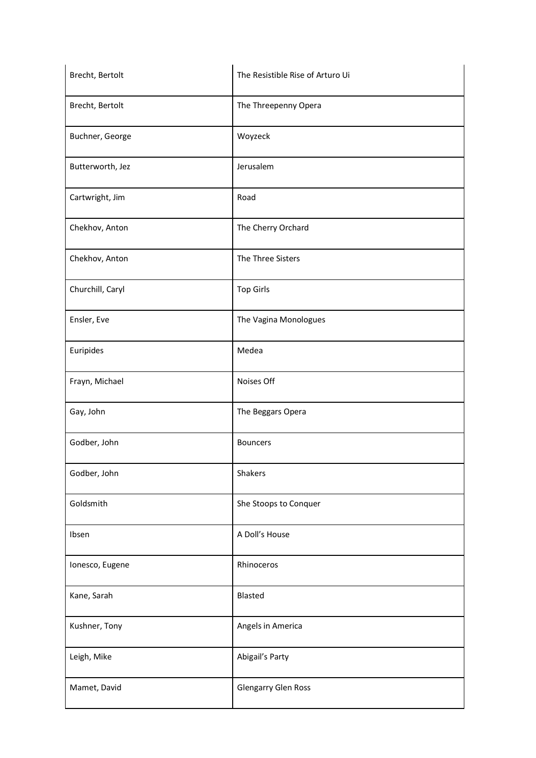| | |
|---|---|
| Brecht, Bertolt | The Resistible Rise of Arturo Ui |
| Brecht, Bertolt | The Threepenny Opera |
| Buchner, George | Woyzeck |
| Butterworth, Jez | Jerusalem |
| Cartwright, Jim | Road |
| Chekhov, Anton | The Cherry Orchard |
| Chekhov, Anton | The Three Sisters |
| Churchill, Caryl | Top Girls |
| Ensler, Eve | The Vagina Monologues |
| Euripides | Medea |
| Frayn, Michael | Noises Off |
| Gay, John | The Beggars Opera |
| Godber, John | Bouncers |
| Godber, John | Shakers |
| Goldsmith | She Stoops to Conquer |
| Ibsen | A Doll's House |
| Ionesco, Eugene | Rhinoceros |
| Kane, Sarah | Blasted |
| Kushner, Tony | Angels in America |
| Leigh, Mike | Abigail's Party |
| Mamet, David | Glengarry Glen Ross |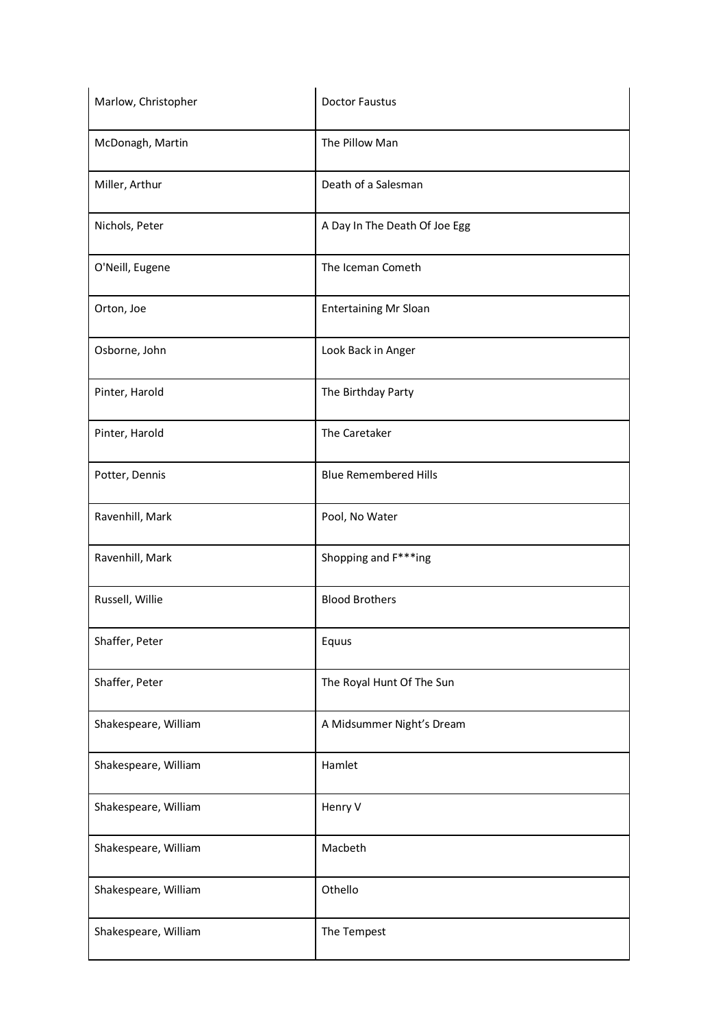| | |
|---|---|
| Marlow, Christopher | Doctor Faustus |
| McDonagh, Martin | The Pillow Man |
| Miller, Arthur | Death of a Salesman |
| Nichols, Peter | A Day In The Death Of Joe Egg |
| O'Neill, Eugene | The Iceman Cometh |
| Orton, Joe | Entertaining Mr Sloan |
| Osborne, John | Look Back in Anger |
| Pinter, Harold | The Birthday Party |
| Pinter, Harold | The Caretaker |
| Potter, Dennis | Blue Remembered Hills |
| Ravenhill, Mark | Pool, No Water |
| Ravenhill, Mark | Shopping and F***ing |
| Russell, Willie | Blood Brothers |
| Shaffer, Peter | Equus |
| Shaffer, Peter | The Royal Hunt Of The Sun |
| Shakespeare, William | A Midsummer Night's Dream |
| Shakespeare, William | Hamlet |
| Shakespeare, William | Henry V |
| Shakespeare, William | Macbeth |
| Shakespeare, William | Othello |
| Shakespeare, William | The Tempest |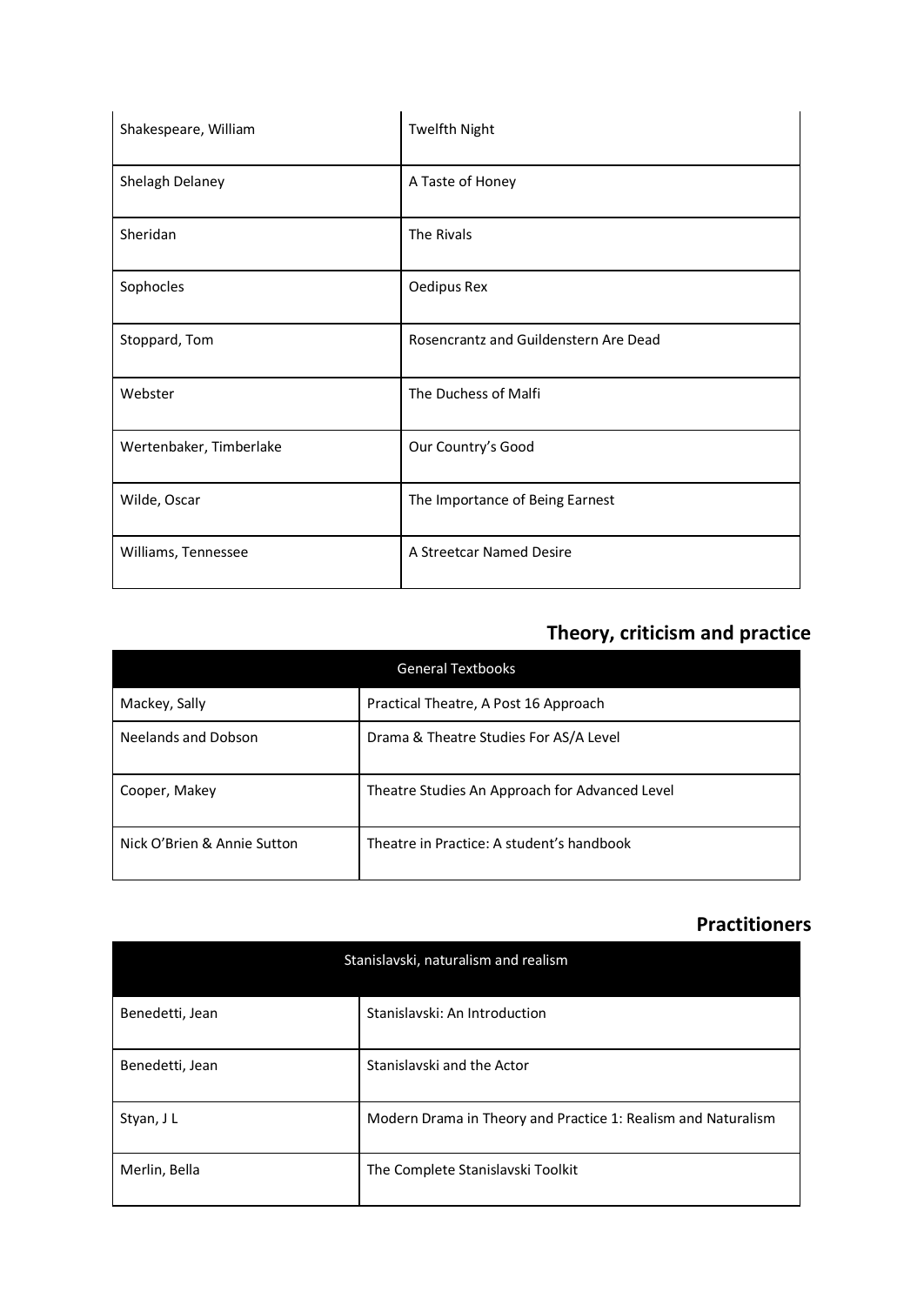| | |
|---|---|
| Shakespeare, William | Twelfth Night |
| Shelagh Delaney | A Taste of Honey |
| Sheridan | The Rivals |
| Sophocles | Oedipus Rex |
| Stoppard, Tom | Rosencrantz and Guildenstern Are Dead |
| Webster | The Duchess of Malfi |
| Wertenbaker, Timberlake | Our Country's Good |
| Wilde, Oscar | The Importance of Being Earnest |
| Williams, Tennessee | A Streetcar Named Desire |

## Theory, criticism and practice

| General Textbooks | |
|---|---|
| Mackey, Sally | Practical Theatre, A Post 16 Approach |
| Neelands and Dobson | Drama & Theatre Studies For AS/A Level |
| Cooper, Makey | Theatre Studies An Approach for Advanced Level |
| Nick O'Brien & Annie Sutton | Theatre in Practice: A student's handbook |

## Practitioners

| Stanislavski, naturalism and realism | |
|---|---|
| Benedetti, Jean | Stanislavski: An Introduction |
| Benedetti, Jean | Stanislavski and the Actor |
| Styan, J L | Modern Drama in Theory and Practice 1: Realism and Naturalism |
| Merlin, Bella | The Complete Stanislavski Toolkit |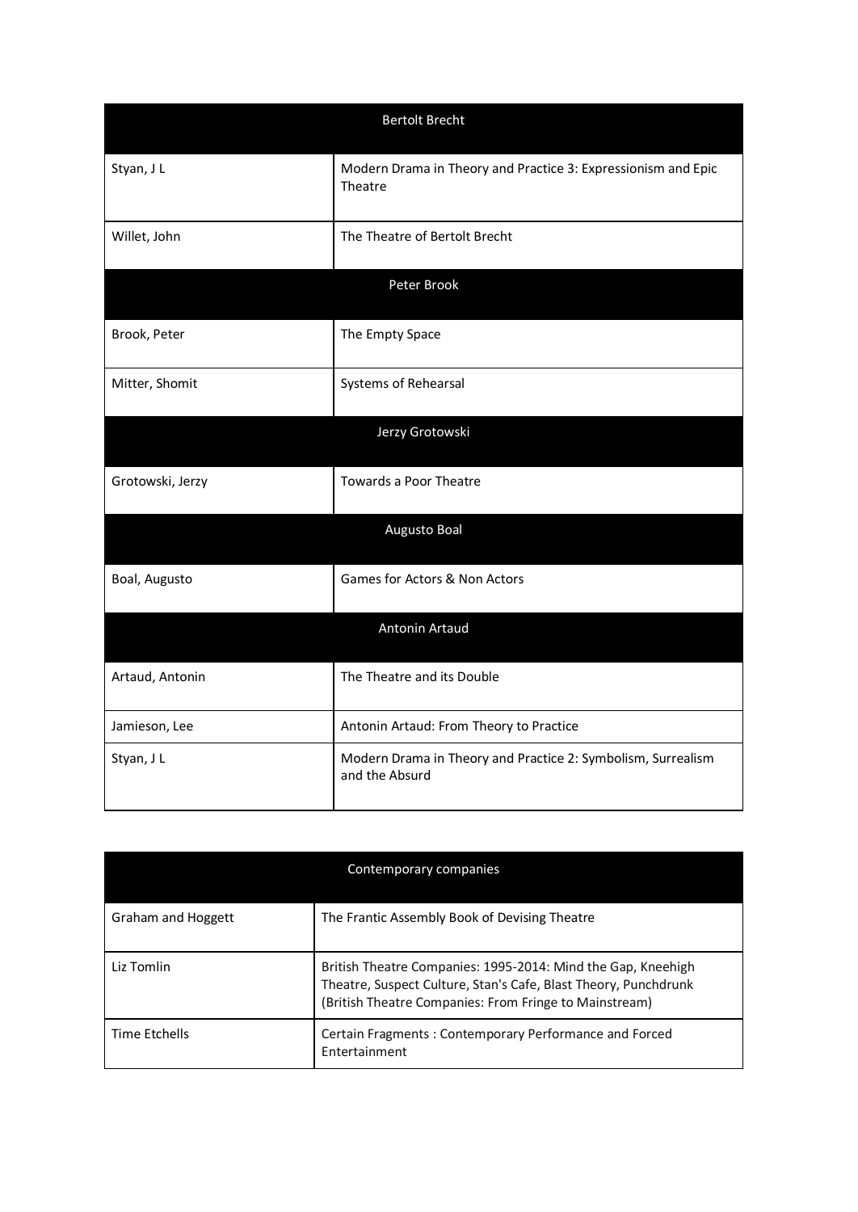| Bertolt Brecht | |
|---|---|
| Styan, J L | Modern Drama in Theory and Practice 3: Expressionism and Epic Theatre |
| Willet, John | The Theatre of Bertolt Brecht |
| Peter Brook | |
| Brook, Peter | The Empty Space |
| Mitter, Shomit | Systems of Rehearsal |
| Jerzy Grotowski | |
| Grotowski, Jerzy | Towards a Poor Theatre |
| Augusto Boal | |
| Boal, Augusto | Games for Actors & Non Actors |
| Antonin Artaud | |
| Artaud, Antonin | The Theatre and its Double |
| Jamieson, Lee | Antonin Artaud: From Theory to Practice |
| Styan, J L | Modern Drama in Theory and Practice 2: Symbolism, Surrealism and the Absurd |

| Contemporary companies | |
|---|---|
| Graham and Hoggett | The Frantic Assembly Book of Devising Theatre |
| Liz Tomlin | British Theatre Companies: 1995-2014: Mind the Gap, Kneehigh Theatre, Suspect Culture, Stan's Cafe, Blast Theory, Punchdrunk (British Theatre Companies: From Fringe to Mainstream) |
| Time Etchells | Certain Fragments : Contemporary Performance and Forced Entertainment |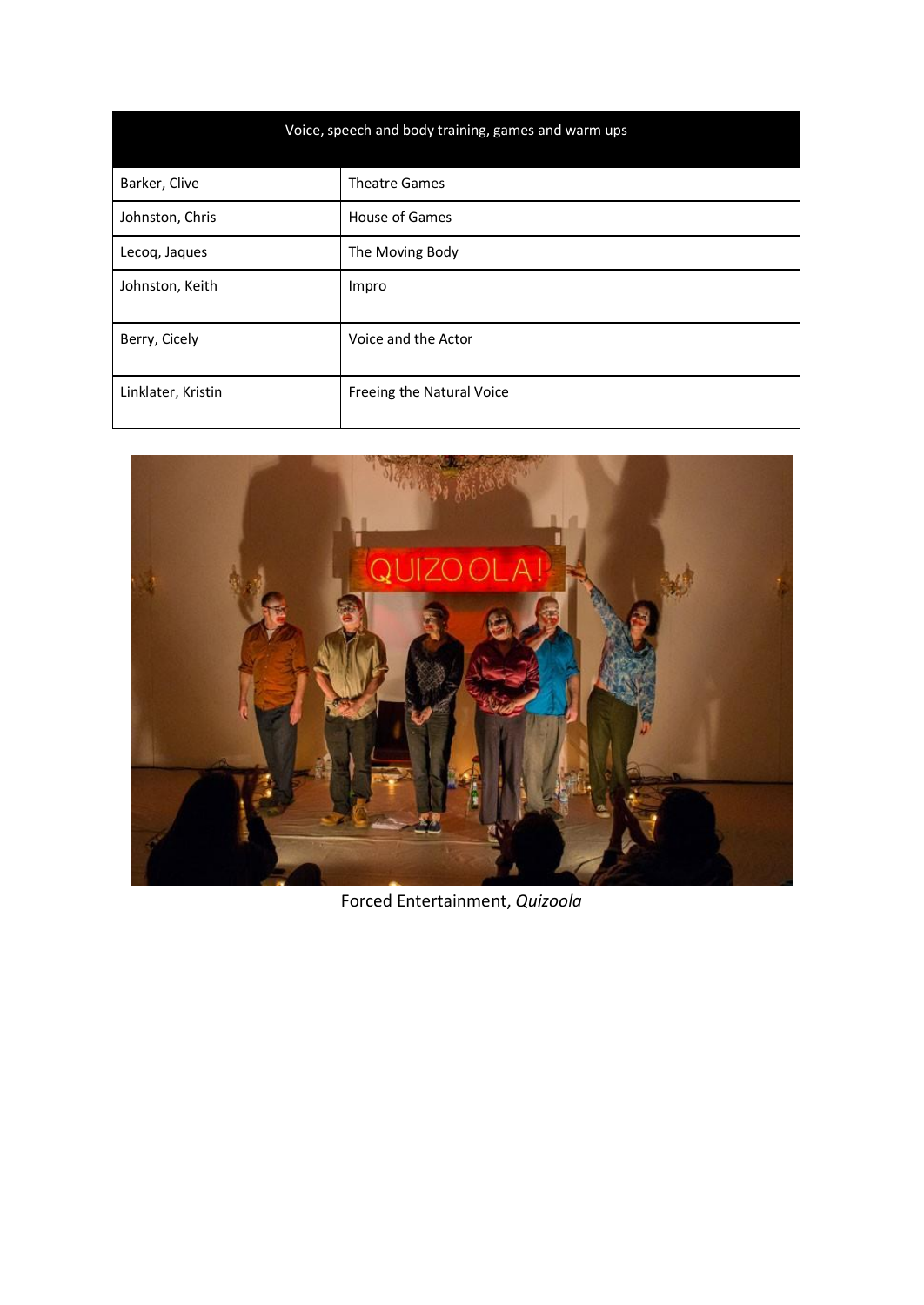| Voice, speech and body training, games and warm ups | |
| --- | --- |
| Barker, Clive | Theatre Games |
| Johnston, Chris | House of Games |
| Lecoq, Jaques | The Moving Body |
| Johnston, Keith | Impro |
| Berry, Cicely | Voice and the Actor |
| Linklater, Kristin | Freeing the Natural Voice |

Forced Entertainment, *Quizoola*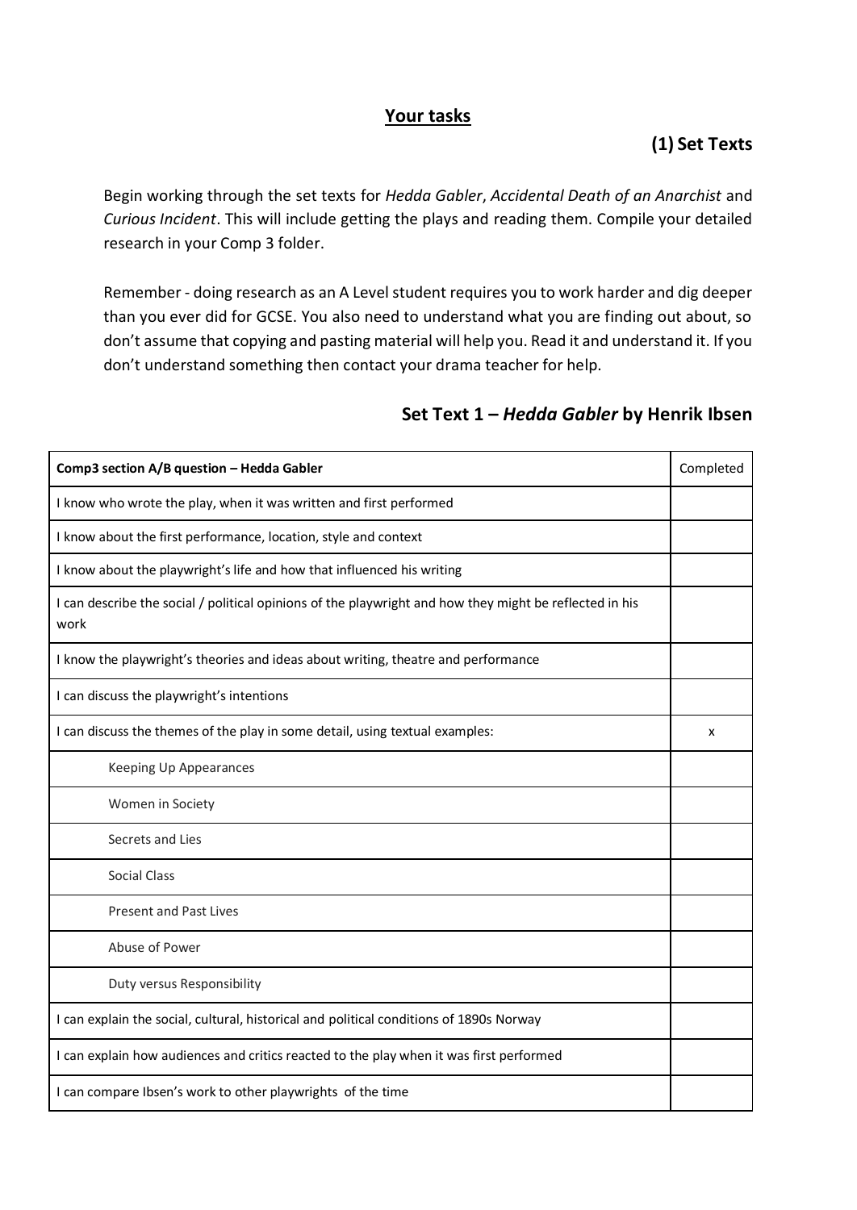## Your tasks

### (1) Set Texts

Begin working through the set texts for *Hedda Gabler*, *Accidental Death of an Anarchist* and *Curious Incident*. This will include getting the plays and reading them. Compile your detailed research in your Comp 3 folder.

Remember - doing research as an A Level student requires you to work harder and dig deeper than you ever did for GCSE. You also need to understand what you are finding out about, so don't assume that copying and pasting material will help you. Read it and understand it. If you don't understand something then contact your drama teacher for help.

### Set Text 1 – *Hedda Gabler* by Henrik Ibsen

| **Comp3 section A/B question – Hedda Gabler** | Completed |
|---|---|
| I know who wrote the play, when it was written and first performed | |
| I know about the first performance, location, style and context | |
| I know about the playwright's life and how that influenced his writing | |
| I can describe the social / political opinions of the playwright and how they might be reflected in his work | |
| I know the playwright's theories and ideas about writing, theatre and performance | |
| I can discuss the playwright's intentions | |
| I can discuss the themes of the play in some detail, using textual examples: | x |
| Keeping Up Appearances | |
| Women in Society | |
| Secrets and Lies | |
| Social Class | |
| Present and Past Lives | |
| Abuse of Power | |
| Duty versus Responsibility | |
| I can explain the social, cultural, historical and political conditions of 1890s Norway | |
| I can explain how audiences and critics reacted to the play when it was first performed | |
| I can compare Ibsen's work to other playwrights of the time | |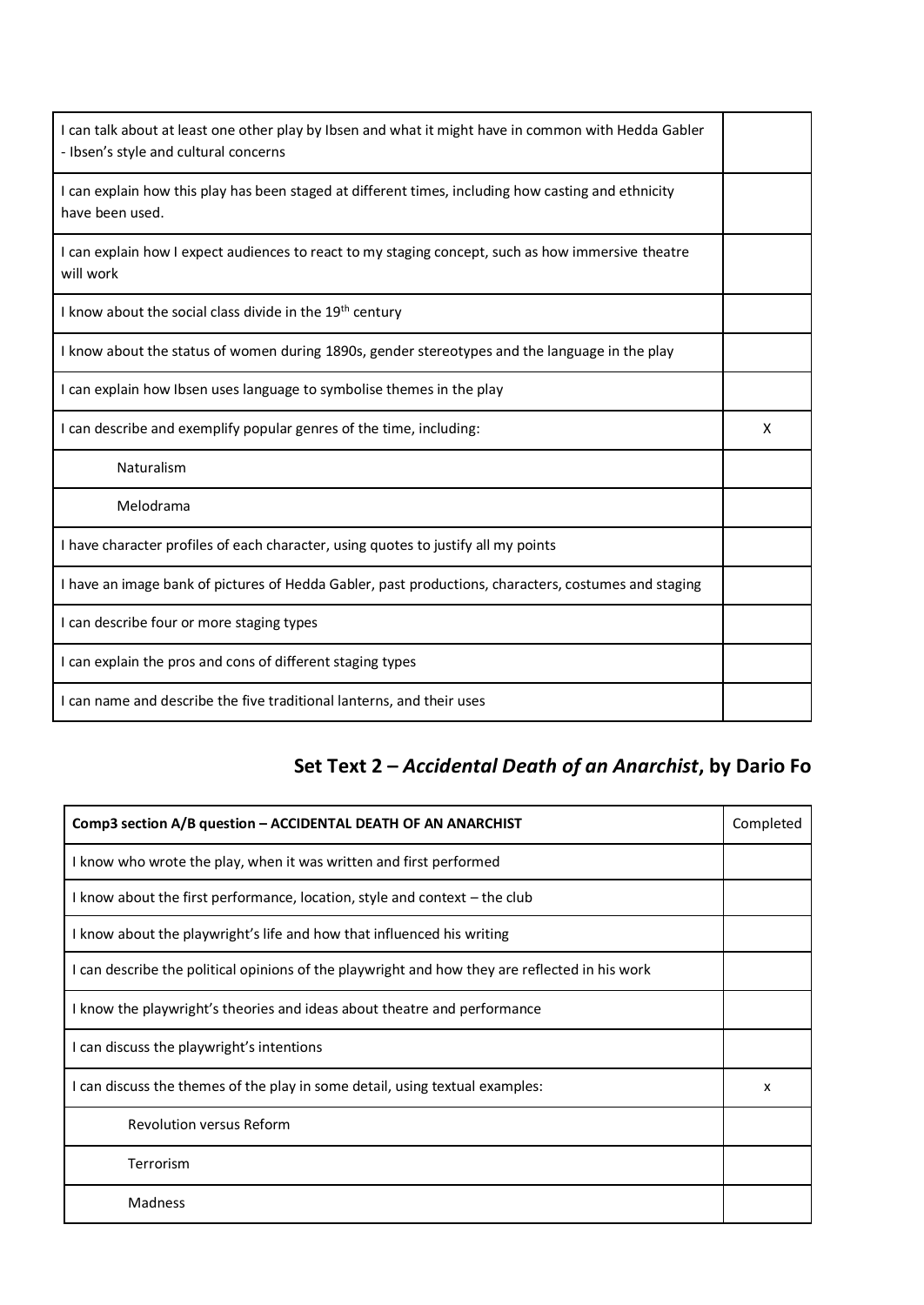| | |
|---|---|
| I can talk about at least one other play by Ibsen and what it might have in common with Hedda Gabler - Ibsen's style and cultural concerns | |
| I can explain how this play has been staged at different times, including how casting and ethnicity have been used. | |
| I can explain how I expect audiences to react to my staging concept, such as how immersive theatre will work | |
| I know about the social class divide in the 19th century | |
| I know about the status of women during 1890s, gender stereotypes and the language in the play | |
| I can explain how Ibsen uses language to symbolise themes in the play | |
| I can describe and exemplify popular genres of the time, including: | X |
| Naturalism | |
| Melodrama | |
| I have character profiles of each character, using quotes to justify all my points | |
| I have an image bank of pictures of Hedda Gabler, past productions, characters, costumes and staging | |
| I can describe four or more staging types | |
| I can explain the pros and cons of different staging types | |
| I can name and describe the five traditional lanterns, and their uses | |

## Set Text 2 – *Accidental Death of an Anarchist*, by Dario Fo

| Comp3 section A/B question – ACCIDENTAL DEATH OF AN ANARCHIST | Completed |
|---|---|
| I know who wrote the play, when it was written and first performed | |
| I know about the first performance, location, style and context – the club | |
| I know about the playwright's life and how that influenced his writing | |
| I can describe the political opinions of the playwright and how they are reflected in his work | |
| I know the playwright's theories and ideas about theatre and performance | |
| I can discuss the playwright's intentions | |
| I can discuss the themes of the play in some detail, using textual examples: | x |
| Revolution versus Reform | |
| Terrorism | |
| Madness | |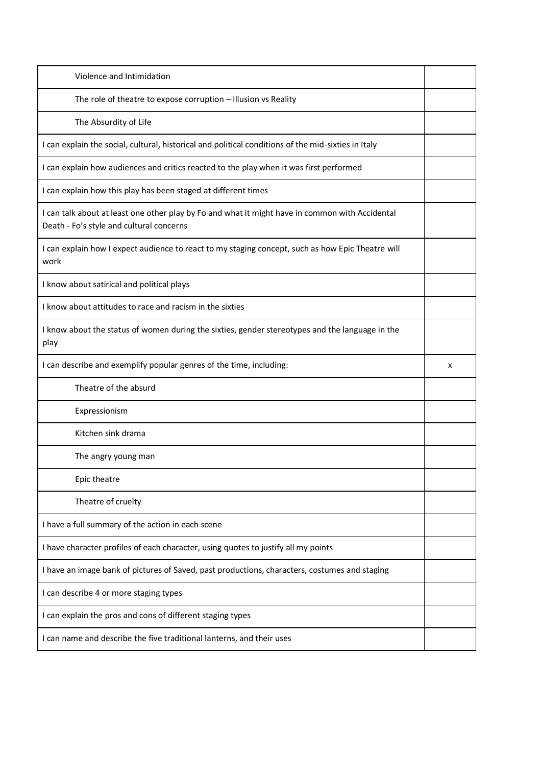| | |
|---|---|
| Violence and Intimidation | |
| The role of theatre to expose corruption – Illusion vs Reality | |
| The Absurdity of Life | |
| I can explain the social, cultural, historical and political conditions of the mid-sixties in Italy | |
| I can explain how audiences and critics reacted to the play when it was first performed | |
| I can explain how this play has been staged at different times | |
| I can talk about at least one other play by Fo and what it might have in common with Accidental Death - Fo's style and cultural concerns | |
| I can explain how I expect audience to react to my staging concept, such as how Epic Theatre will work | |
| I know about satirical and political plays | |
| I know about attitudes to race and racism in the sixties | |
| I know about the status of women during the sixties, gender stereotypes and the language in the play | |
| I can describe and exemplify popular genres of the time, including: | x |
| Theatre of the absurd | |
| Expressionism | |
| Kitchen sink drama | |
| The angry young man | |
| Epic theatre | |
| Theatre of cruelty | |
| I have a full summary of the action in each scene | |
| I have character profiles of each character, using quotes to justify all my points | |
| I have an image bank of pictures of Saved, past productions, characters, costumes and staging | |
| I can describe 4 or more staging types | |
| I can explain the pros and cons of different staging types | |
| I can name and describe the five traditional lanterns, and their uses | |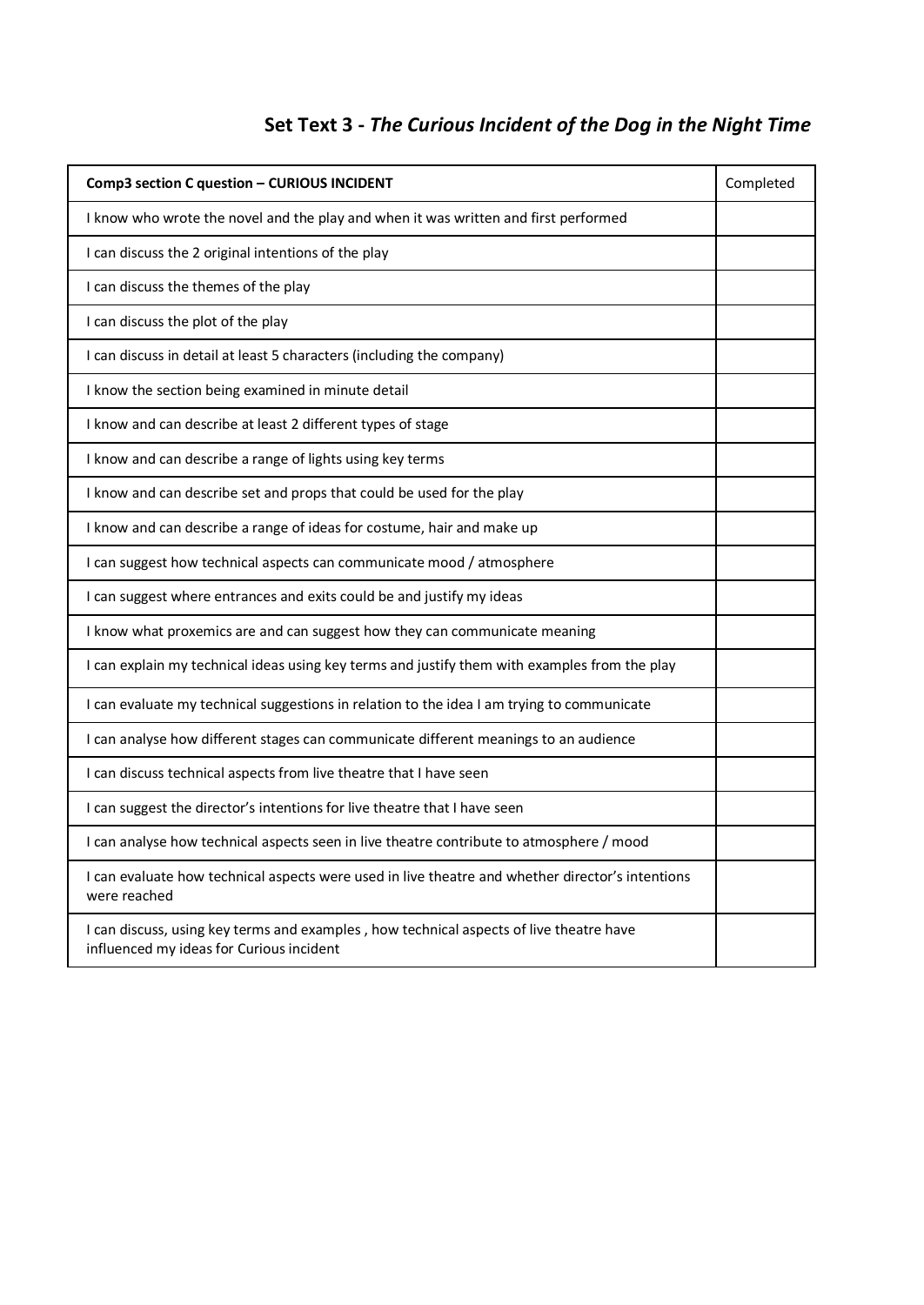## Set Text 3 - *The Curious Incident of the Dog in the Night Time*

| **Comp3 section C question – CURIOUS INCIDENT** | Completed |
|---|---|
| I know who wrote the novel and the play and when it was written and first performed | |
| I can discuss the 2 original intentions of the play | |
| I can discuss the themes of the play | |
| I can discuss the plot of the play | |
| I can discuss in detail at least 5 characters (including the company) | |
| I know the section being examined in minute detail | |
| I know and can describe at least 2 different types of stage | |
| I know and can describe a range of lights using key terms | |
| I know and can describe set and props that could be used for the play | |
| I know and can describe a range of ideas for costume, hair and make up | |
| I can suggest how technical aspects can communicate mood / atmosphere | |
| I can suggest where entrances and exits could be and justify my ideas | |
| I know what proxemics are and can suggest how they can communicate meaning | |
| I can explain my technical ideas using key terms and justify them with examples from the play | |
| I can evaluate my technical suggestions in relation to the idea I am trying to communicate | |
| I can analyse how different stages can communicate different meanings to an audience | |
| I can discuss technical aspects from live theatre that I have seen | |
| I can suggest the director's intentions for live theatre that I have seen | |
| I can analyse how technical aspects seen in live theatre contribute to atmosphere / mood | |
| I can evaluate how technical aspects were used in live theatre and whether director's intentions were reached | |
| I can discuss, using key terms and examples , how technical aspects of live theatre have influenced my ideas for Curious incident | |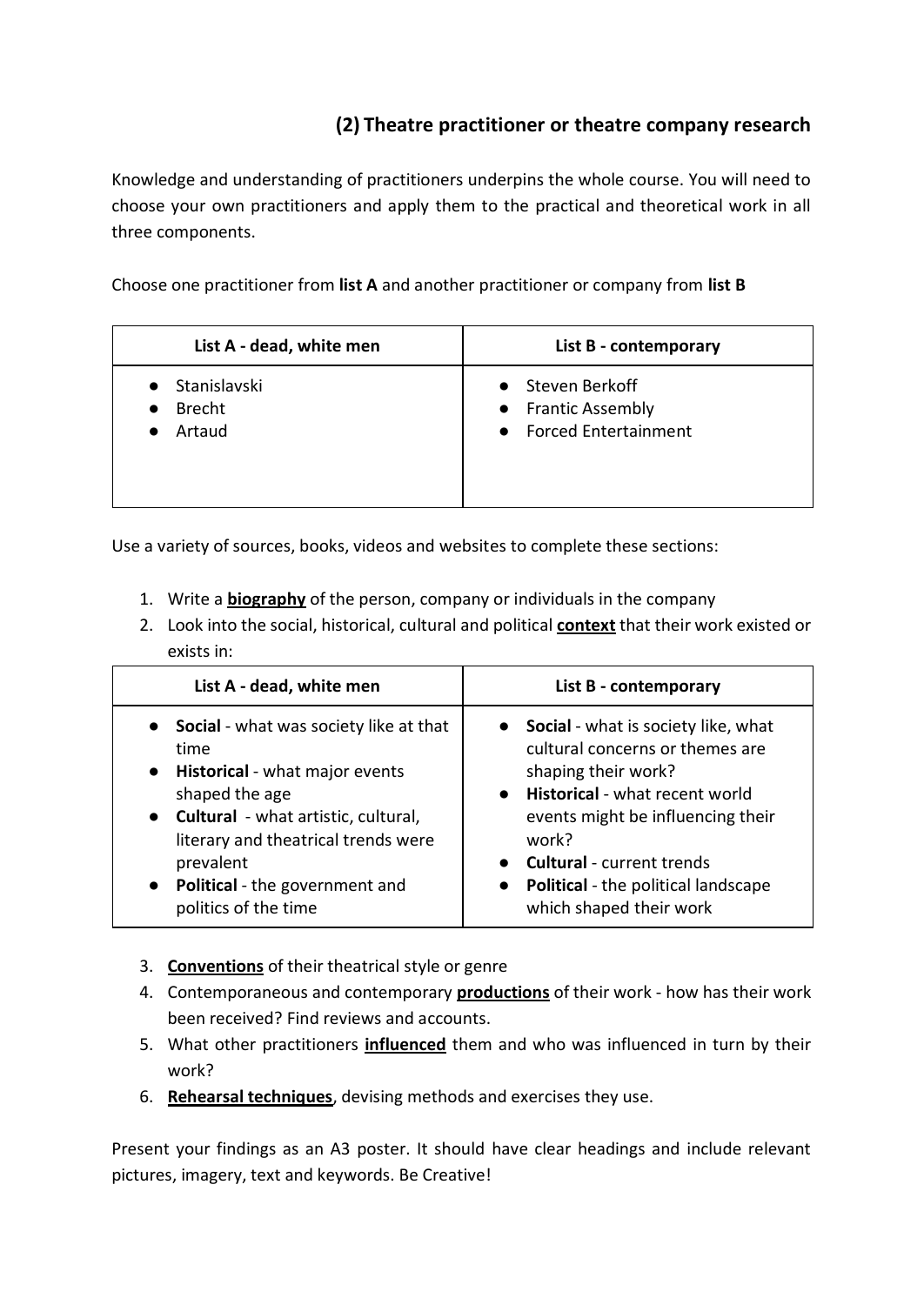## (2) Theatre practitioner or theatre company research

Knowledge and understanding of practitioners underpins the whole course. You will need to choose your own practitioners and apply them to the practical and theoretical work in all three components.

Choose one practitioner from **list A** and another practitioner or company from **list B**

| List A - dead, white men | List B - contemporary |
|---|---|
| • Stanislavski<br>• Brecht<br>• Artaud | • Steven Berkoff<br>• Frantic Assembly<br>• Forced Entertainment |

Use a variety of sources, books, videos and websites to complete these sections:

1. Write a **biography** of the person, company or individuals in the company
2. Look into the social, historical, cultural and political **context** that their work existed or exists in:

| List A - dead, white men | List B - contemporary |
|---|---|
| • **Social** - what was society like at that time<br>• **Historical** - what major events shaped the age<br>• **Cultural** - what artistic, cultural, literary and theatrical trends were prevalent<br>• **Political** - the government and politics of the time | • **Social** - what is society like, what cultural concerns or themes are shaping their work?<br>• **Historical** - what recent world events might be influencing their work?<br>• **Cultural** - current trends<br>• **Political** - the political landscape which shaped their work |

3. **Conventions** of their theatrical style or genre
4. Contemporaneous and contemporary **productions** of their work - how has their work been received? Find reviews and accounts.
5. What other practitioners **influenced** them and who was influenced in turn by their work?
6. **Rehearsal techniques**, devising methods and exercises they use.

Present your findings as an A3 poster. It should have clear headings and include relevant pictures, imagery, text and keywords. Be Creative!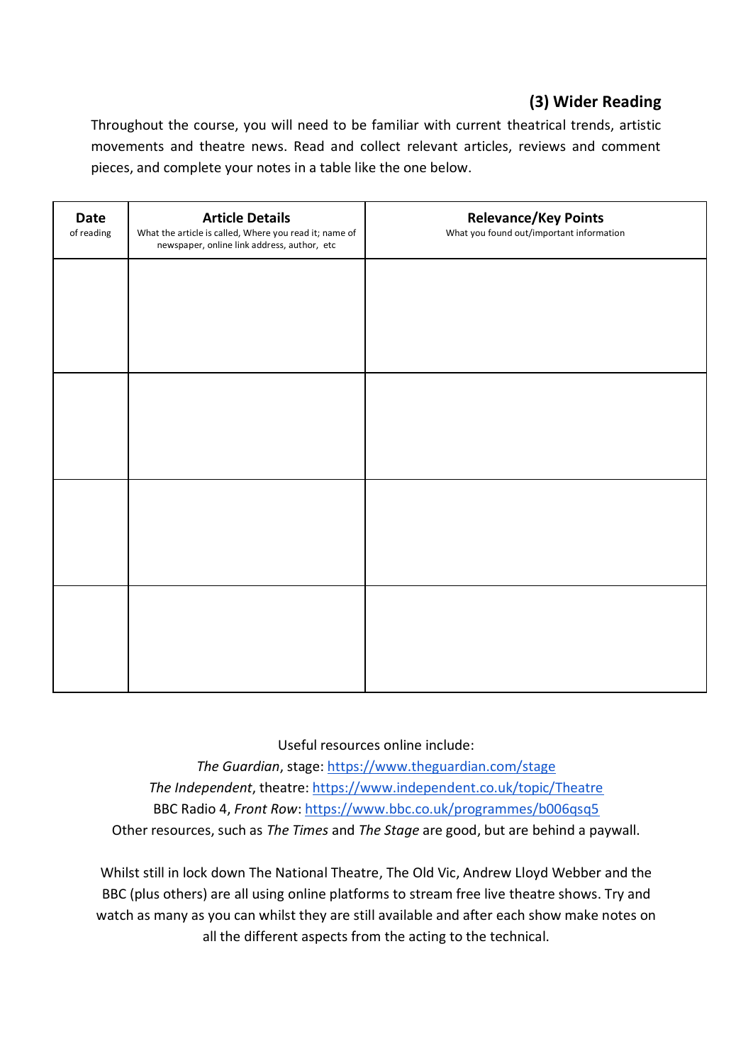## (3) Wider Reading

Throughout the course, you will need to be familiar with current theatrical trends, artistic movements and theatre news. Read and collect relevant articles, reviews and comment pieces, and complete your notes in a table like the one below.

| **Date** of reading | **Article Details** What the article is called, Where you read it; name of newspaper, online link address, author, etc | **Relevance/Key Points** What you found out/important information |
|---|---|---|
| | | |
| | | |
| | | |
| | | |

Useful resources online include:

*The Guardian*, stage: https://www.theguardian.com/stage
*The Independent*, theatre: https://www.independent.co.uk/topic/Theatre
BBC Radio 4, *Front Row*: https://www.bbc.co.uk/programmes/b006qsq5
Other resources, such as *The Times* and *The Stage* are good, but are behind a paywall.

Whilst still in lock down The National Theatre, The Old Vic, Andrew Lloyd Webber and the BBC (plus others) are all using online platforms to stream free live theatre shows. Try and watch as many as you can whilst they are still available and after each show make notes on all the different aspects from the acting to the technical.